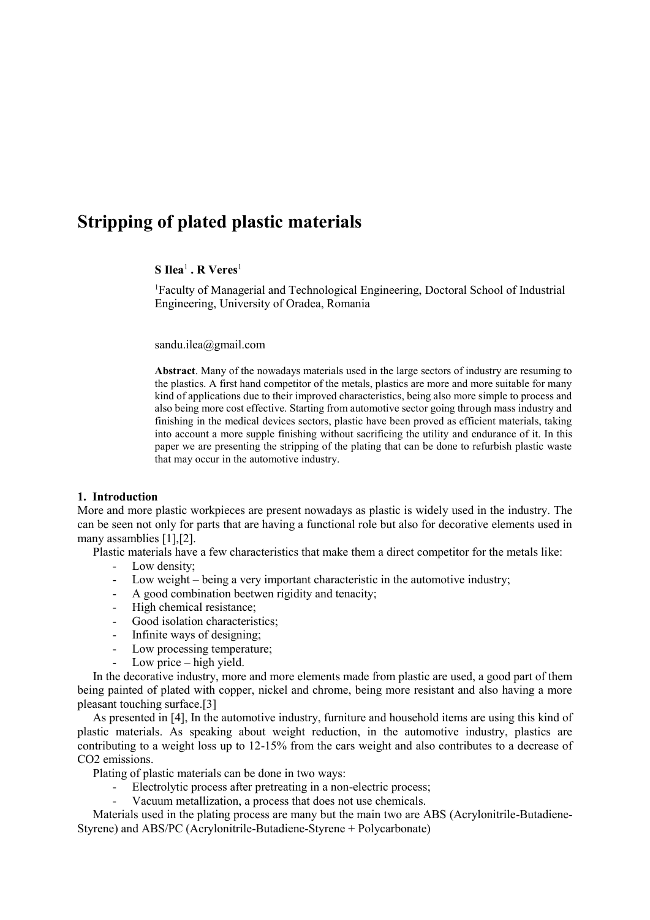# Stripping of plated plastic materials

**S Ilea**[1] **. R Veres**[1]

[1]Faculty of Managerial and Technological Engineering, Doctoral School of Industrial Engineering, University of Oradea, Romania

sandu.ilea@gmail.com

**Abstract**. Many of the nowadays materials used in the large sectors of industry are resuming to the plastics. A first hand competitor of the metals, plastics are more and more suitable for many kind of applications due to their improved characteristics, being also more simple to process and also being more cost effective. Starting from automotive sector going through mass industry and finishing in the medical devices sectors, plastic have been proved as efficient materials, taking into account a more supple finishing without sacrificing the utility and endurance of it. In this paper we are presenting the stripping of the plating that can be done to refurbish plastic waste that may occur in the automotive industry.

## 1. Introduction

More and more plastic workpieces are present nowadays as plastic is widely used in the industry. The can be seen not only for parts that are having a functional role but also for decorative elements used in many assamblies [1],[2].

Plastic materials have a few characteristics that make them a direct competitor for the metals like:

- Low density;
- Low weight – being a very important characteristic in the automotive industry;
- A good combination beetwen rigidity and tenacity;
- High chemical resistance;
- Good isolation characteristics;
- Infinite ways of designing;
- Low processing temperature;
- Low price – high yield.

In the decorative industry, more and more elements made from plastic are used, a good part of them being painted of plated with copper, nickel and chrome, being more resistant and also having a more pleasant touching surface.[3]

As presented in [4], In the automotive industry, furniture and household items are using this kind of plastic materials. As speaking about weight reduction, in the automotive industry, plastics are contributing to a weight loss up to 12-15% from the cars weight and also contributes to a decrease of $CO_2$ emissions.

Plating of plastic materials can be done in two ways:

- Electrolytic process after pretreating in a non-electric process;
- Vacuum metallization, a process that does not use chemicals.

Materials used in the plating process are many but the main two are ABS (Acrylonitrile-Butadiene-Styrene) and ABS/PC (Acrylonitrile-Butadiene-Styrene + Polycarbonate)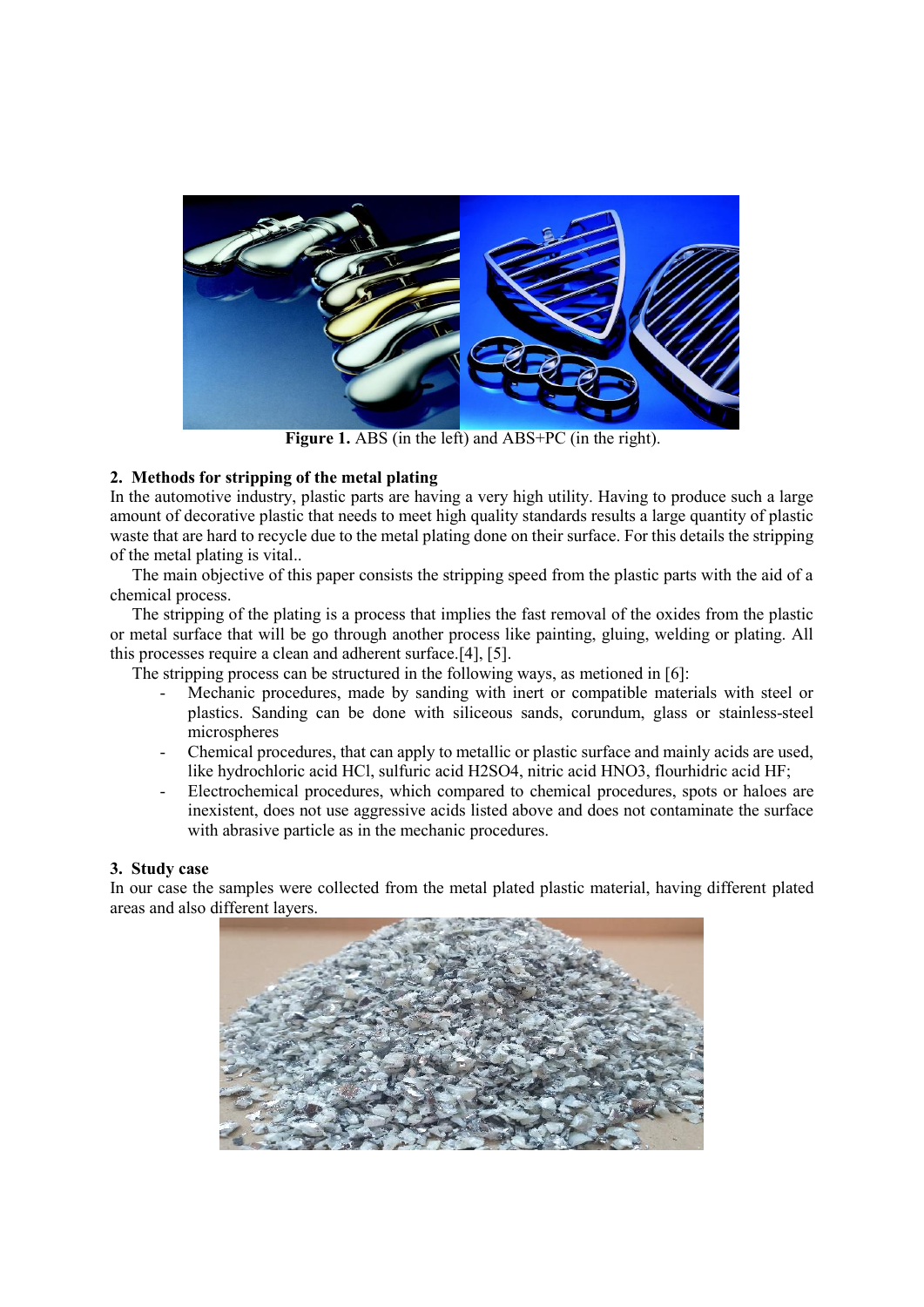Figure 1. ABS (in the left) and ABS+PC (in the right).

## 2. Methods for stripping of the metal plating

In the automotive industry, plastic parts are having a very high utility. Having to produce such a large amount of decorative plastic that needs to meet high quality standards results a large quantity of plastic waste that are hard to recycle due to the metal plating done on their surface. For this details the stripping of the metal plating is vital..

The main objective of this paper consists the stripping speed from the plastic parts with the aid of a chemical process.

The stripping of the plating is a process that implies the fast removal of the oxides from the plastic or metal surface that will be go through another process like painting, gluing, welding or plating. All this processes require a clean and adherent surface.[4], [5].

The stripping process can be structured in the following ways, as metioned in [6]:

- Mechanic procedures, made by sanding with inert or compatible materials with steel or plastics. Sanding can be done with siliceous sands, corundum, glass or stainless-steel microspheres
- Chemical procedures, that can apply to metallic or plastic surface and mainly acids are used, like hydrochloric acid HCl, sulfuric acid $H_2SO_4$, nitric acid $HNO_3$, flourhidric acid HF;
- Electrochemical procedures, which compared to chemical procedures, spots or haloes are inexistent, does not use aggressive acids listed above and does not contaminate the surface with abrasive particle as in the mechanic procedures.

## 3. Study case

In our case the samples were collected from the metal plated plastic material, having different plated areas and also different layers.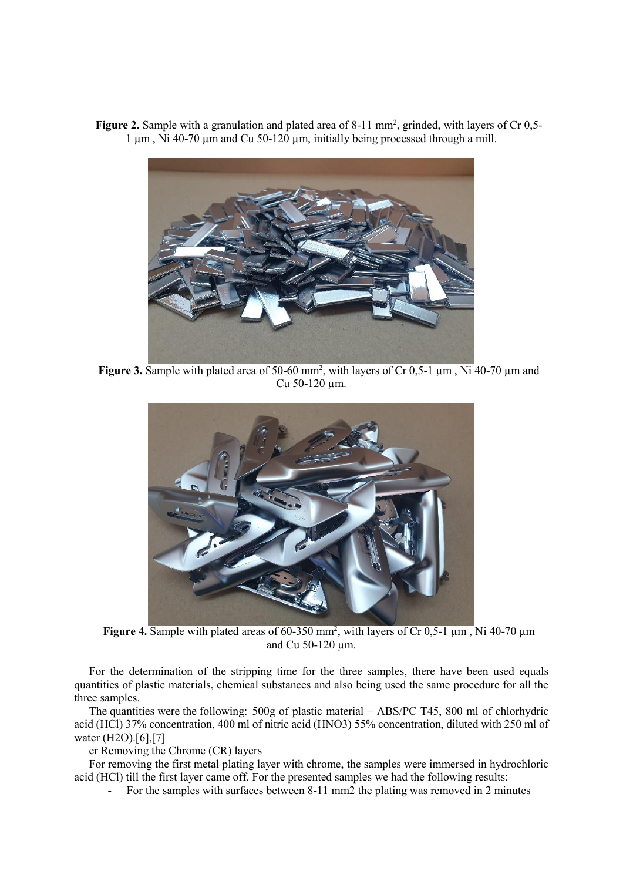**Figure 2.** Sample with a granulation and plated area of 8-11 mm$^2$, grinded, with layers of Cr 0,5-1 µm , Ni 40-70 µm and Cu 50-120 µm, initially being processed through a mill.

**Figure 3.** Sample with plated area of 50-60 mm$^2$, with layers of Cr 0,5-1 µm , Ni 40-70 µm and Cu 50-120 µm.

**Figure 4.** Sample with plated areas of 60-350 mm$^2$, with layers of Cr 0,5-1 µm , Ni 40-70 µm and Cu 50-120 µm.

For the determination of the stripping time for the three samples, there have been used equals quantities of plastic materials, chemical substances and also being used the same procedure for all the three samples.

The quantities were the following: 500g of plastic material – ABS/PC T45, 800 ml of chlorhydric acid (HCl) 37% concentration, 400 ml of nitric acid (HNO3) 55% concentration, diluted with 250 ml of water (H2O).[6],[7]

er Removing the Chrome (CR) layers

For removing the first metal plating layer with chrome, the samples were immersed in hydrochloric acid (HCl) till the first layer came off. For the presented samples we had the following results:

- For the samples with surfaces between 8-11 mm2 the plating was removed in 2 minutes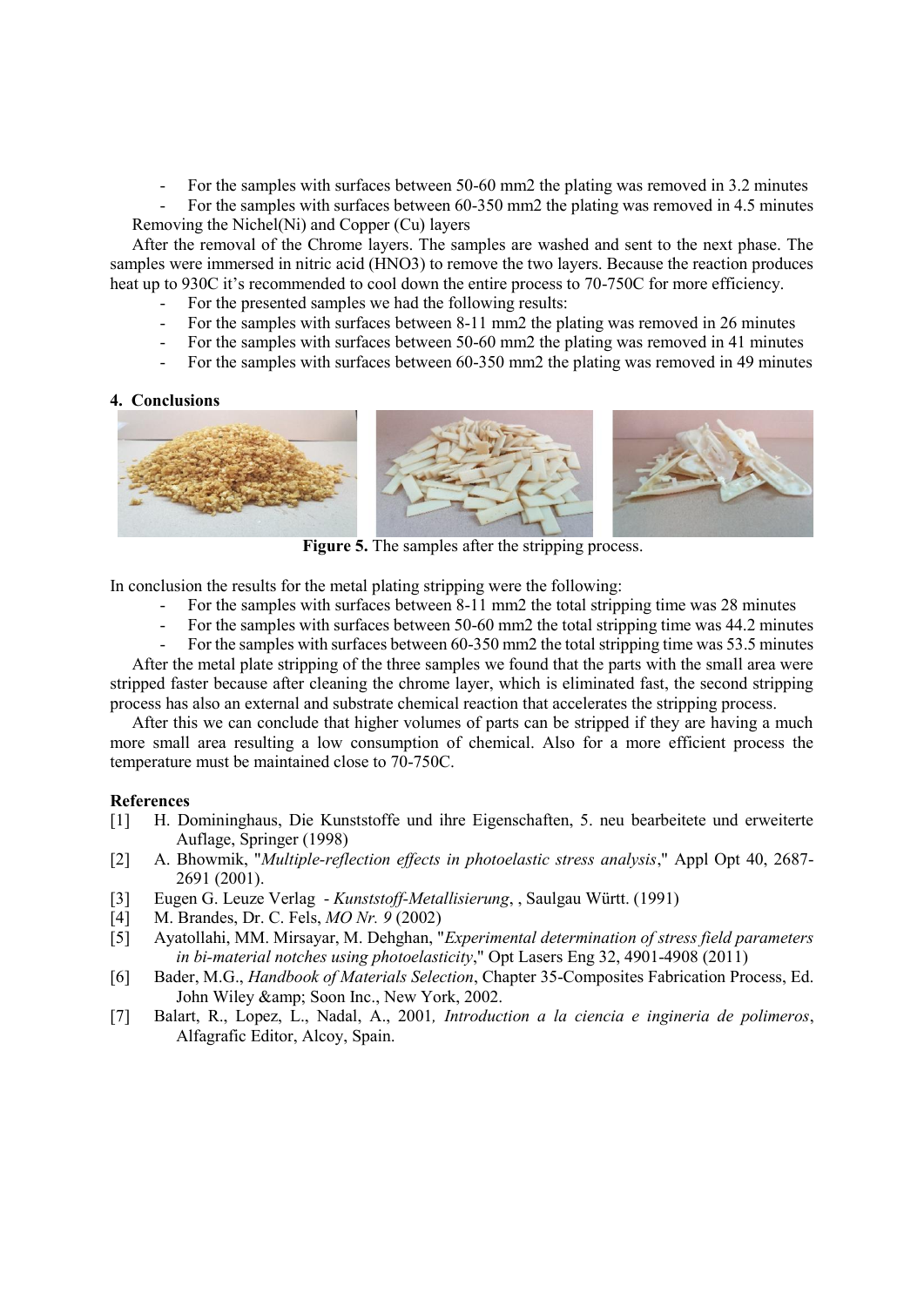- For the samples with surfaces between 50-60 mm2 the plating was removed in 3.2 minutes
- For the samples with surfaces between 60-350 mm2 the plating was removed in 4.5 minutes

Removing the Nichel(Ni) and Copper (Cu) layers

After the removal of the Chrome layers. The samples are washed and sent to the next phase. The samples were immersed in nitric acid ($HNO_3$) to remove the two layers. Because the reaction produces heat up to 930C it's recommended to cool down the entire process to 70-750C for more efficiency.

- For the presented samples we had the following results:
- For the samples with surfaces between 8-11 mm2 the plating was removed in 26 minutes
- For the samples with surfaces between 50-60 mm2 the plating was removed in 41 minutes
- For the samples with surfaces between 60-350 mm2 the plating was removed in 49 minutes

## 4. Conclusions

**Figure 5.** The samples after the stripping process.

In conclusion the results for the metal plating stripping were the following:

- For the samples with surfaces between 8-11 mm2 the total stripping time was 28 minutes
- For the samples with surfaces between 50-60 mm2 the total stripping time was 44.2 minutes
- For the samples with surfaces between 60-350 mm2 the total stripping time was 53.5 minutes

After the metal plate stripping of the three samples we found that the parts with the small area were stripped faster because after cleaning the chrome layer, which is eliminated fast, the second stripping process has also an external and substrate chemical reaction that accelerates the stripping process.

After this we can conclude that higher volumes of parts can be stripped if they are having a much more small area resulting a low consumption of chemical. Also for a more efficient process the temperature must be maintained close to 70-750C.

## References

[1] H. Domininghaus, Die Kunststoffe und ihre Eigenschaften, 5. neu bearbeitete und erweiterte Auflage, Springer (1998)

[2] A. Bhowmik, "*Multiple-reflection effects in photoelastic stress analysis*," Appl Opt 40, 2687-2691 (2001).

[3] Eugen G. Leuze Verlag - *Kunststoff-Metallisierung*, , Saulgau Württ. (1991)

[4] M. Brandes, Dr. C. Fels, *MO Nr. 9* (2002)

[5] Ayatollahi, MM. Mirsayar, M. Dehghan, "*Experimental determination of stress field parameters in bi-material notches using photoelasticity*," Opt Lasers Eng 32, 4901-4908 (2011)

[6] Bader, M.G., *Handbook of Materials Selection*, Chapter 35-Composites Fabrication Process, Ed. John Wiley &amp; Soon Inc., New York, 2002.

[7] Balart, R., Lopez, L., Nadal, A., 2001*, Introduction a la ciencia e ingineria de polimeros*, Alfagrafic Editor, Alcoy, Spain.